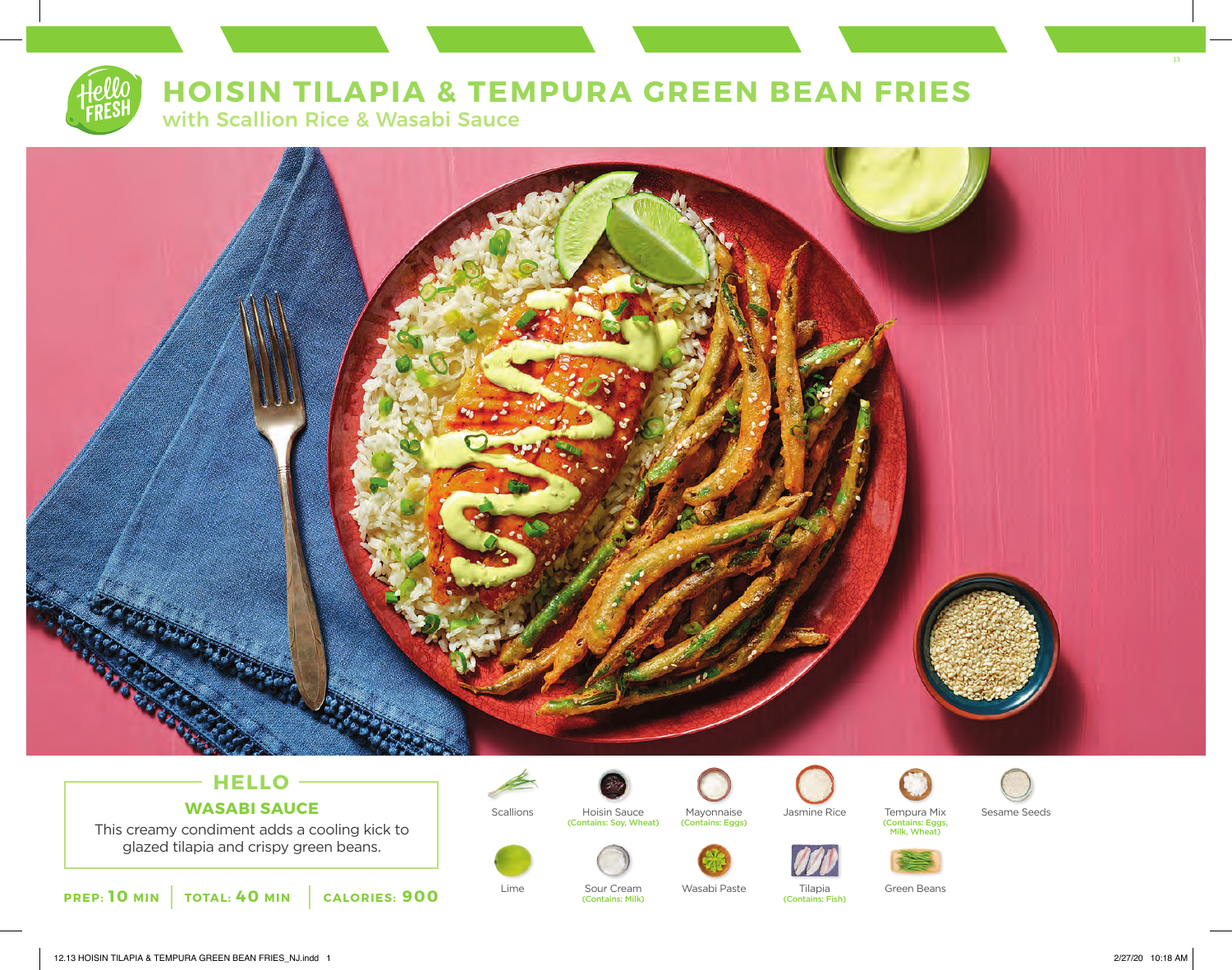# HOISIN TILAPIA & TEMPURA GREEN BEAN FRIES

## with Scallion Rice & Wasabi Sauce

### HELLO

**WASABI SAUCE**

This creamy condiment adds a cooling kick to glazed tilapia and crispy green beans.

**PREP: 10 MIN** | **TOTAL: 40 MIN** | **CALORIES: 900**

- Scallions
- Hoisin Sauce (Contains: Soy, Wheat)
- Mayonnaise (Contains: Eggs)
- Jasmine Rice
- Tempura Mix (Contains: Eggs, Milk, Wheat)
- Sesame Seeds
- Lime
- Sour Cream (Contains: Milk)
- Wasabi Paste
- Tilapia (Contains: Fish)
- Green Beans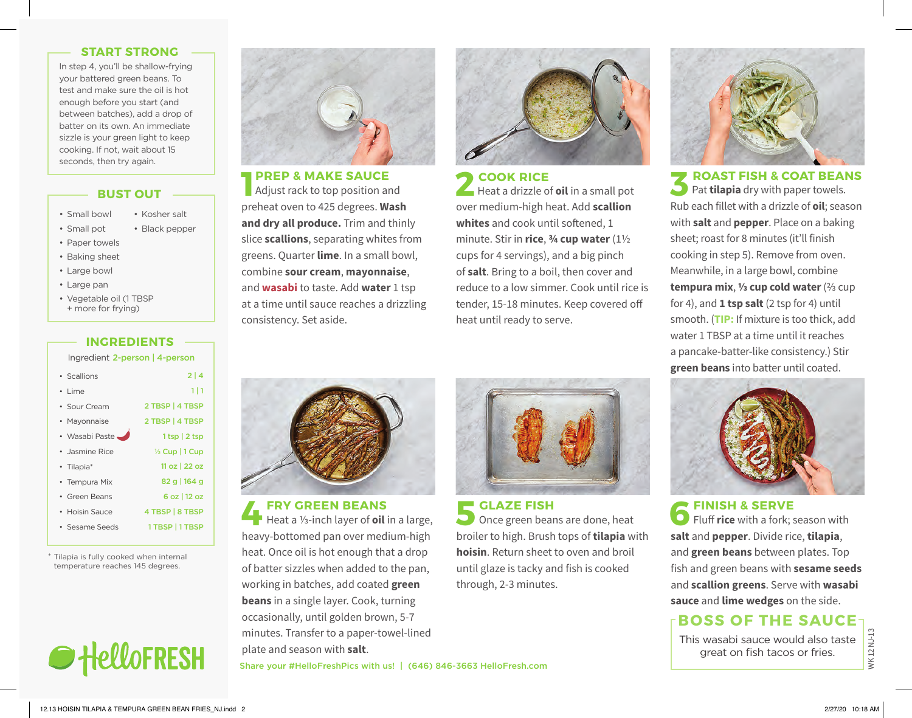## START STRONG

In step 4, you'll be shallow-frying your battered green beans. To test and make sure the oil is hot enough before you start (and between batches), add a drop of batter on its own. An immediate sizzle is your green light to keep cooking. If not, wait about 15 seconds, then try again.

## BUST OUT

- Small bowl
- Small pot
- Paper towels
- Baking sheet
- Large bowl
- Large pan
- Vegetable oil (1 TBSP + more for frying)
- Kosher salt
- Black pepper

## INGREDIENTS

| Ingredient | 2-person \| 4-person |
|---|---|
| Scallions | 2 \| 4 |
| Lime | 1 \| 1 |
| Sour Cream | 2 TBSP \| 4 TBSP |
| Mayonnaise | 2 TBSP \| 4 TBSP |
| Wasabi Paste | 1 tsp \| 2 tsp |
| Jasmine Rice | ½ Cup \| 1 Cup |
| Tilapia* | 11 oz \| 22 oz |
| Tempura Mix | 82 g \| 164 g |
| Green Beans | 6 oz \| 12 oz |
| Hoisin Sauce | 4 TBSP \| 8 TBSP |
| Sesame Seeds | 1 TBSP \| 1 TBSP |

\* Tilapia is fully cooked when internal temperature reaches 145 degrees.

HelloFRESH

## 1 PREP & MAKE SAUCE

Adjust rack to top position and preheat oven to 425 degrees. **Wash and dry all produce.** Trim and thinly slice **scallions**, separating whites from greens. Quarter **lime**. In a small bowl, combine **sour cream**, **mayonnaise**, and **wasabi** to taste. Add **water** 1 tsp at a time until sauce reaches a drizzling consistency. Set aside.

## 2 COOK RICE

Heat a drizzle of **oil** in a small pot over medium-high heat. Add **scallion whites** and cook until softened, 1 minute. Stir in **rice**, **¾ cup water** (1½ cups for 4 servings), and a big pinch of **salt**. Bring to a boil, then cover and reduce to a low simmer. Cook until rice is tender, 15-18 minutes. Keep covered off heat until ready to serve.

## 3 ROAST FISH & COAT BEANS

Pat **tilapia** dry with paper towels. Rub each fillet with a drizzle of **oil**; season with **salt** and **pepper**. Place on a baking sheet; roast for 8 minutes (it'll finish cooking in step 5). Remove from oven. Meanwhile, in a large bowl, combine **tempura mix**, **⅓ cup cold water** (⅔ cup for 4), and **1 tsp salt** (2 tsp for 4) until smooth. (**TIP:** If mixture is too thick, add water 1 TBSP at a time until it reaches a pancake-batter-like consistency.) Stir **green beans** into batter until coated.

## 4 FRY GREEN BEANS

Heat a ⅓-inch layer of **oil** in a large, heavy-bottomed pan over medium-high heat. Once oil is hot enough that a drop of batter sizzles when added to the pan, working in batches, add coated **green beans** in a single layer. Cook, turning occasionally, until golden brown, 5-7 minutes. Transfer to a paper-towel-lined plate and season with **salt**.

## 5 GLAZE FISH

Once green beans are done, heat broiler to high. Brush tops of **tilapia** with **hoisin**. Return sheet to oven and broil until glaze is tacky and fish is cooked through, 2-3 minutes.

## 6 FINISH & SERVE

Fluff **rice** with a fork; season with **salt** and **pepper**. Divide rice, **tilapia**, and **green beans** between plates. Top fish and green beans with **sesame seeds** and **scallion greens**. Serve with **wasabi sauce** and **lime wedges** on the side.

## BOSS OF THE SAUCE

This wasabi sauce would also taste great on fish tacos or fries.

Share your #HelloFreshPics with us! | (646) 846-3663 HelloFresh.com

WK 12 NJ-13